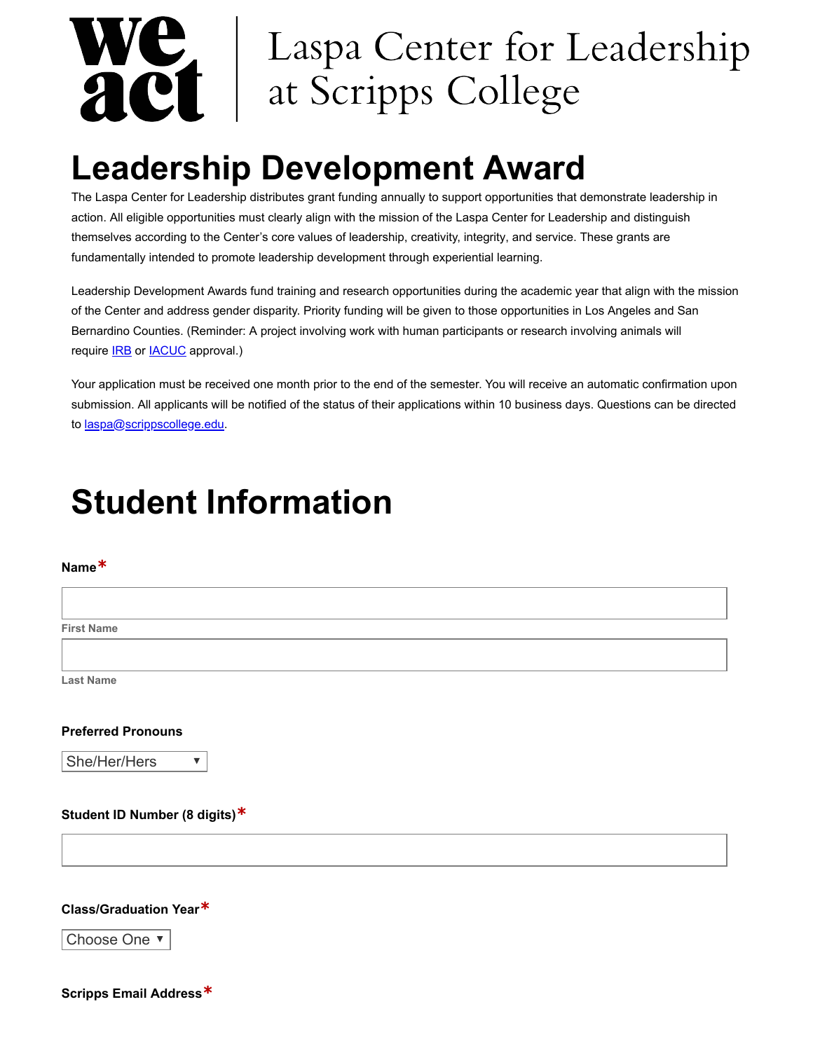we act | Laspa Center for Leadership at Scripps College

# Leadership Development Award

The Laspa Center for Leadership distributes grant funding annually to support opportunities that demonstrate leadership in action. All eligible opportunities must clearly align with the mission of the Laspa Center for Leadership and distinguish themselves according to the Center's core values of leadership, creativity, integrity, and service. These grants are fundamentally intended to promote leadership development through experiential learning.

Leadership Development Awards fund training and research opportunities during the academic year that align with the mission of the Center and address gender disparity. Priority funding will be given to those opportunities in Los Angeles and San Bernardino Counties. (Reminder: A project involving work with human participants or research involving animals will require IRB or IACUC approval.)

Your application must be received one month prior to the end of the semester. You will receive an automatic confirmation upon submission. All applicants will be notified of the status of their applications within 10 business days. Questions can be directed to laspa@scrippscollege.edu.

# Student Information

**Name***

First Name

Last Name

**Preferred Pronouns**

She/Her/Hers ▼

**Student ID Number (8 digits)***

**Class/Graduation Year***

Choose One ▼

**Scripps Email Address***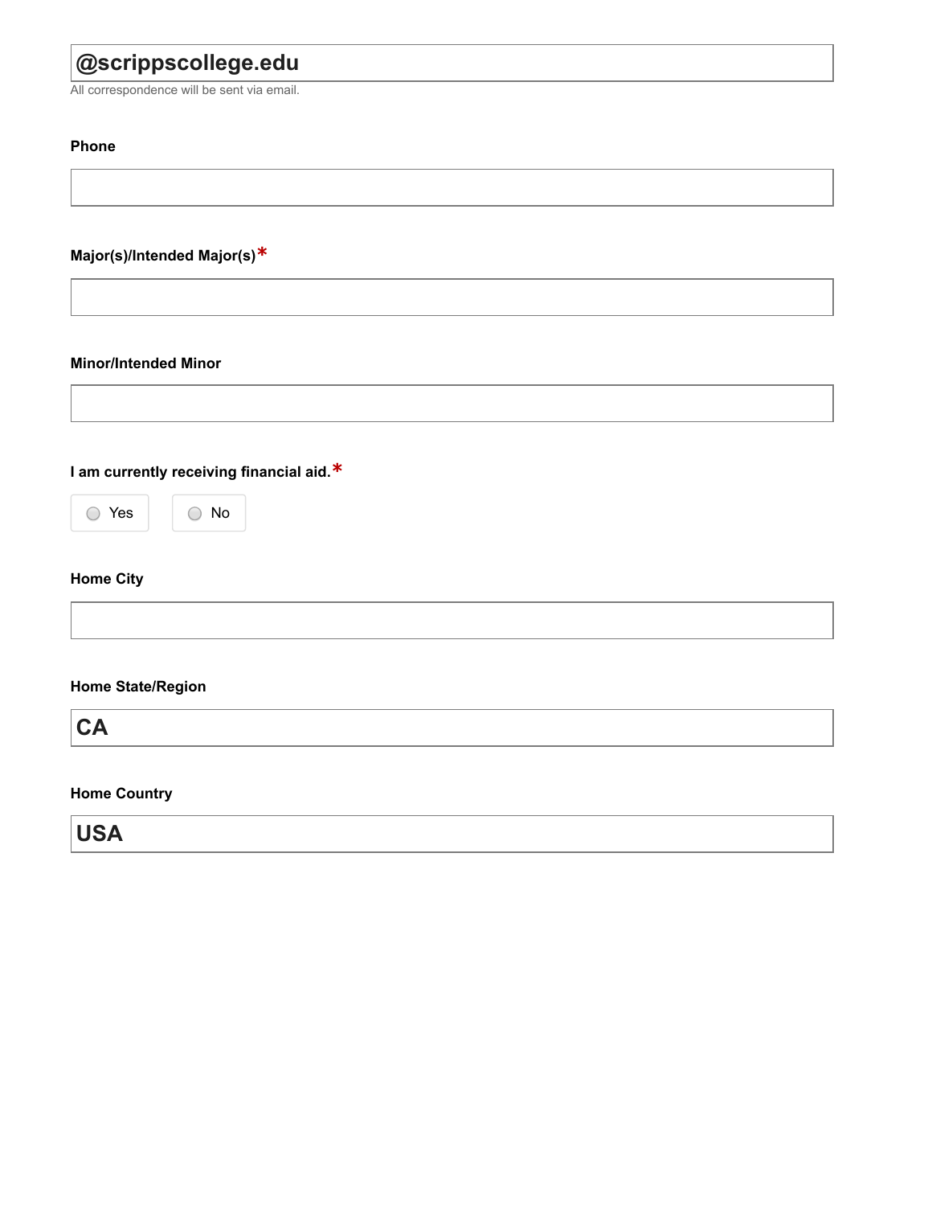@scrippscollege.edu

All correspondence will be sent via email.

**Phone**

**Major(s)/Intended Major(s)***

**Minor/Intended Minor**

**I am currently receiving financial aid.***

- ○ Yes
- ○ No

**Home City**

**Home State/Region**

CA

**Home Country**

USA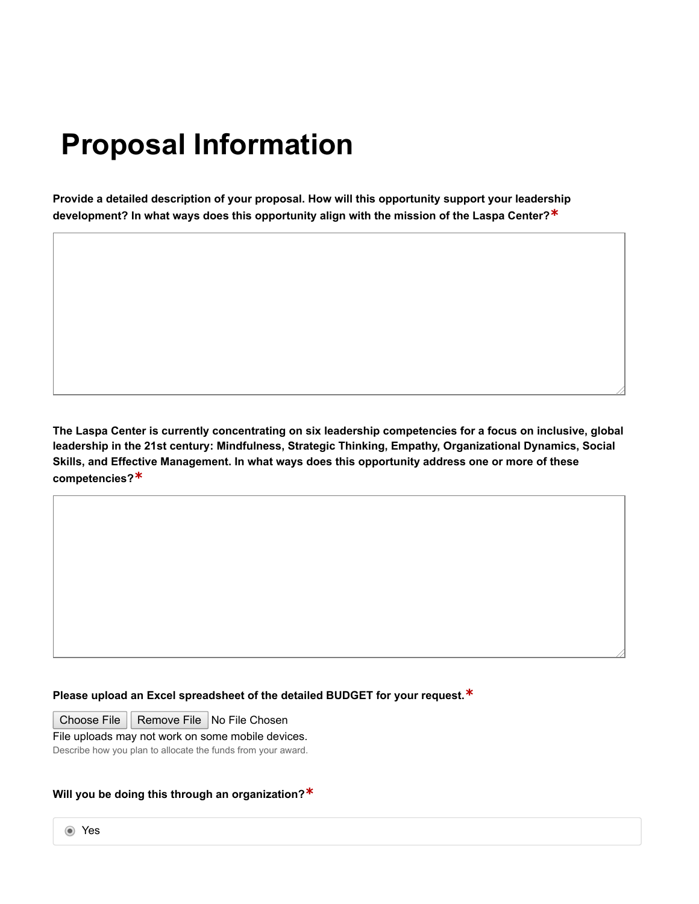# Proposal Information

**Provide a detailed description of your proposal. How will this opportunity support your leadership development? In what ways does this opportunity align with the mission of the Laspa Center?***

**The Laspa Center is currently concentrating on six leadership competencies for a focus on inclusive, global leadership in the 21st century: Mindfulness, Strategic Thinking, Empathy, Organizational Dynamics, Social Skills, and Effective Management. In what ways does this opportunity address one or more of these competencies?***

**Please upload an Excel spreadsheet of the detailed BUDGET for your request.***

Choose File | Remove File | No File Chosen

File uploads may not work on some mobile devices.

Describe how you plan to allocate the funds from your award.

**Will you be doing this through an organization?***

- (selected) Yes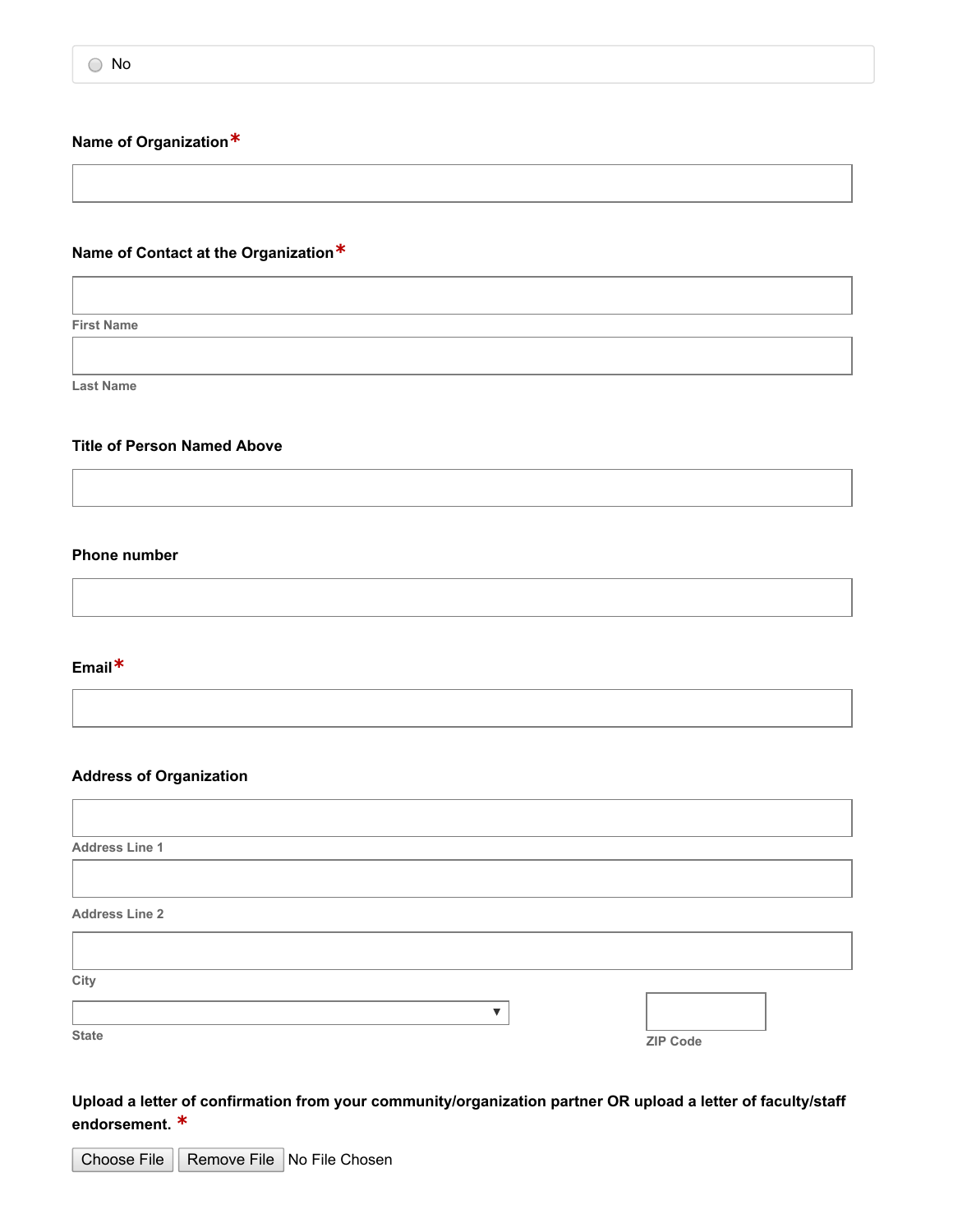- [ ] No

**Name of Organization** *

______________________________

**Name of Contact at the Organization** *

______________________________
First Name

______________________________
Last Name

**Title of Person Named Above**

______________________________

**Phone number**

______________________________

**Email** *

______________________________

**Address of Organization**

______________________________
Address Line 1

______________________________
Address Line 2

______________________________
City

______________________________
State

______________________________
ZIP Code

**Upload a letter of confirmation from your community/organization partner OR upload a letter of faculty/staff endorsement.** *

Choose File | Remove File | No File Chosen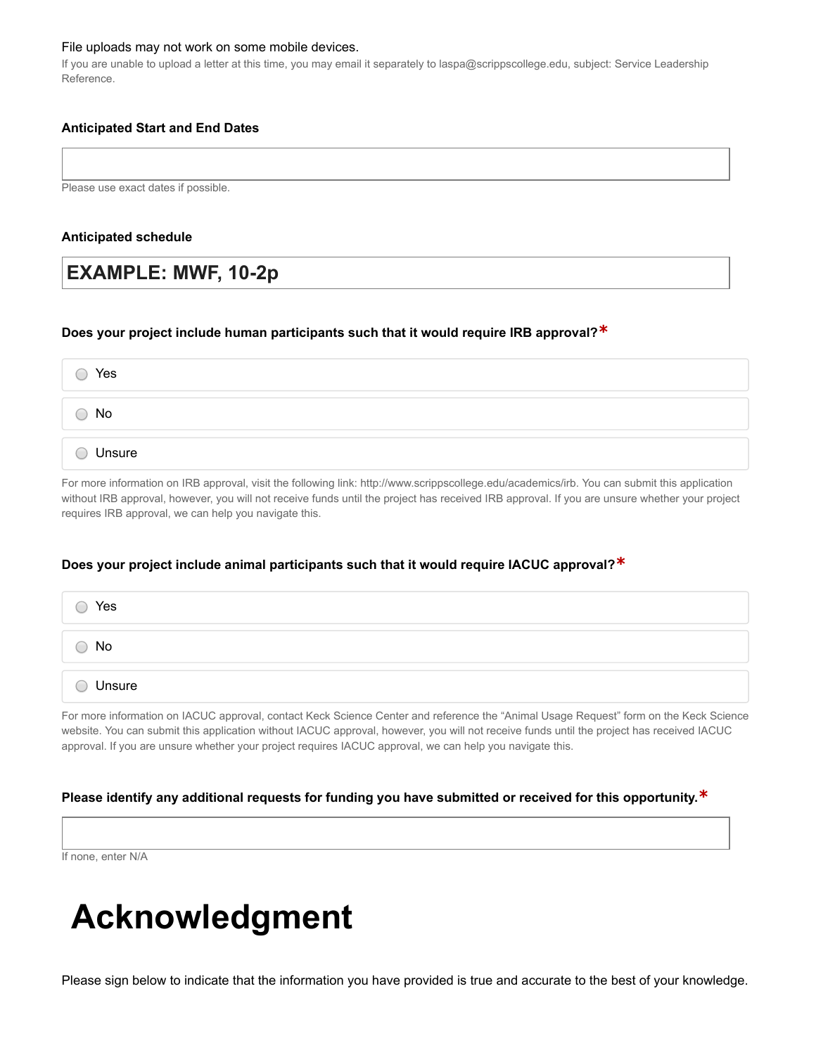File uploads may not work on some mobile devices.
If you are unable to upload a letter at this time, you may email it separately to laspa@scrippscollege.edu, subject: Service Leadership Reference.

**Anticipated Start and End Dates**

Please use exact dates if possible.

**Anticipated schedule**

**EXAMPLE: MWF, 10-2p**

**Does your project include human participants such that it would require IRB approval?***

- Yes
- No
- Unsure

For more information on IRB approval, visit the following link: http://www.scrippscollege.edu/academics/irb. You can submit this application without IRB approval, however, you will not receive funds until the project has received IRB approval. If you are unsure whether your project requires IRB approval, we can help you navigate this.

**Does your project include animal participants such that it would require IACUC approval?***

- Yes
- No
- Unsure

For more information on IACUC approval, contact Keck Science Center and reference the "Animal Usage Request" form on the Keck Science website. You can submit this application without IACUC approval, however, you will not receive funds until the project has received IACUC approval. If you are unsure whether your project requires IACUC approval, we can help you navigate this.

**Please identify any additional requests for funding you have submitted or received for this opportunity.***

If none, enter N/A

# Acknowledgment

Please sign below to indicate that the information you have provided is true and accurate to the best of your knowledge.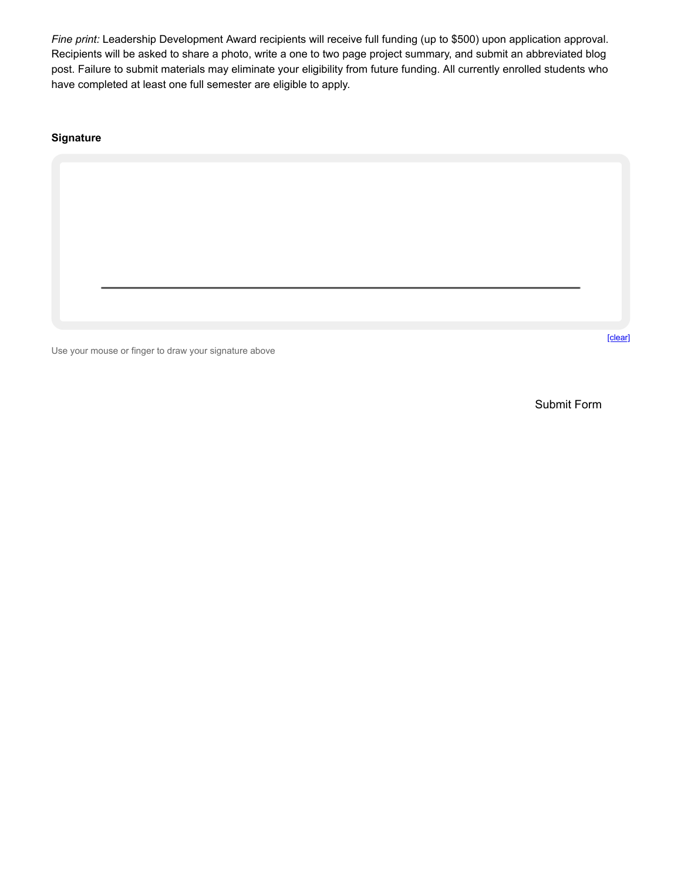*Fine print:* Leadership Development Award recipients will receive full funding (up to $500) upon application approval. Recipients will be asked to share a photo, write a one to two page project summary, and submit an abbreviated blog post. Failure to submit materials may eliminate your eligibility from future funding. All currently enrolled students who have completed at least one full semester are eligible to apply.

**Signature**

[clear]

Use your mouse or finger to draw your signature above

Submit Form